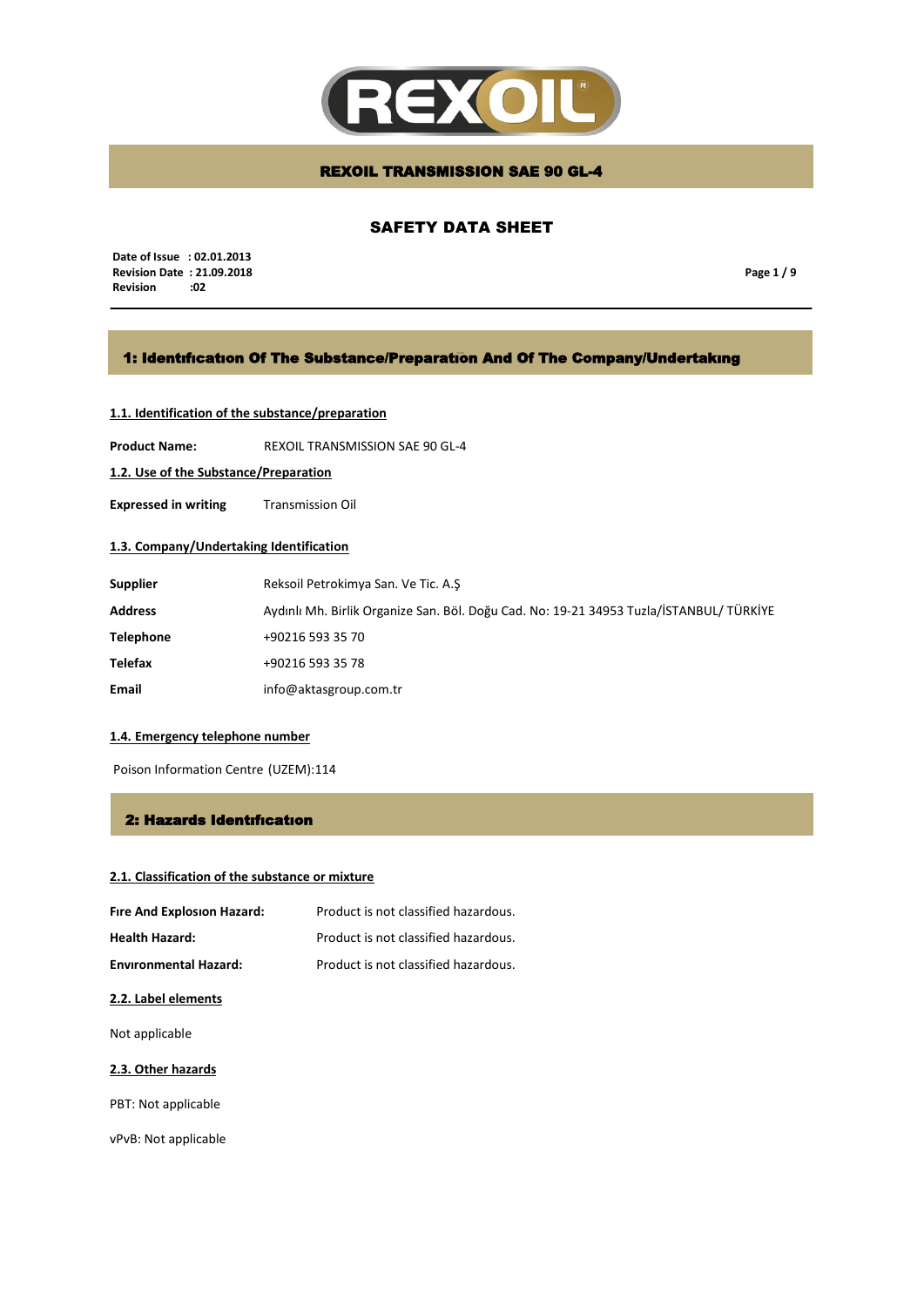# REXOIL TRANSMISSION SAE 90 GL-4

## SAFETY DATA SHEET

**Date of Issue : 02.01.2013**
**Revision Date : 21.09.2018**
**Revision :02**

## 1: Identıfıcatıon Of The Substance/Preparatıon And Of The Company/Undertakıng

### 1.1. Identification of the substance/preparation

**Product Name:** REXOIL TRANSMISSION SAE 90 GL-4

### 1.2. Use of the Substance/Preparation

**Expressed in writing** Transmission Oil

### 1.3. Company/Undertaking Identification

| | |
|---|---|
| **Supplier** | Reksoil Petrokimya San. Ve Tic. A.Ş |
| **Address** | Aydınlı Mh. Birlik Organize San. Böl. Doğu Cad. No: 19-21 34953 Tuzla/İSTANBUL/ TÜRKİYE |
| **Telephone** | +90216 593 35 70 |
| **Telefax** | +90216 593 35 78 |
| **Email** | info@aktasgroup.com.tr |

### 1.4. Emergency telephone number

Poison Information Centre (UZEM):114

## 2: Hazards Identıfıcatıon

### 2.1. Classification of the substance or mixture

| | |
|---|---|
| **Fıre And Explosıon Hazard:** | Product is not classified hazardous. |
| **Health Hazard:** | Product is not classified hazardous. |
| **Envıronmental Hazard:** | Product is not classified hazardous. |

### 2.2. Label elements

Not applicable

### 2.3. Other hazards

PBT: Not applicable

vPvB: Not applicable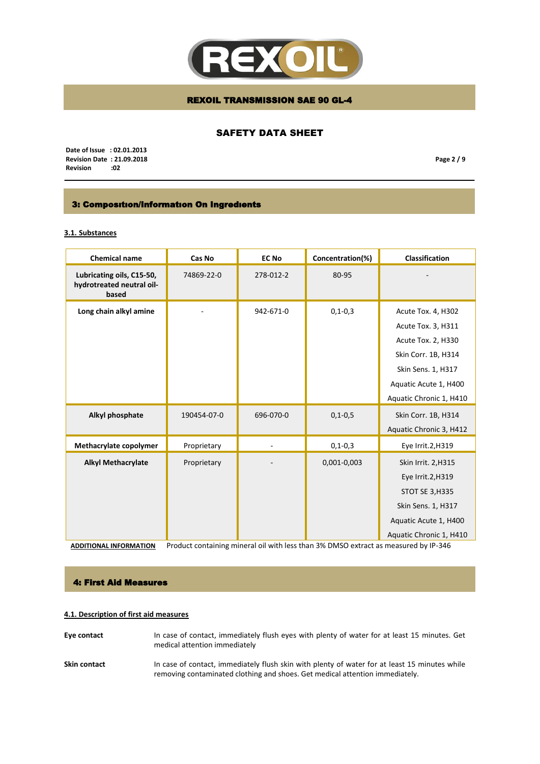# REXOIL TRANSMISSION SAE 90 GL-4

## SAFETY DATA SHEET

**Date of Issue : 02.01.2013**
**Revision Date : 21.09.2018**
**Revision :02**

## 3: Composıtıon/Informatıon On Ingredıents

### 3.1. Substances

| Chemical name | Cas No | EC No | Concentration(%) | Classification |
|---|---|---|---|---|
| **Lubricating oils, C15-50, hydrotreated neutral oil-based** | 74869-22-0 | 278-012-2 | 80-95 | - |
| **Long chain alkyl amine** | - | 942-671-0 | 0,1-0,3 | Acute Tox. 4, H302<br>Acute Tox. 3, H311<br>Acute Tox. 2, H330<br>Skin Corr. 1B, H314<br>Skin Sens. 1, H317<br>Aquatic Acute 1, H400<br>Aquatic Chronic 1, H410 |
| **Alkyl phosphate** | 190454-07-0 | 696-070-0 | 0,1-0,5 | Skin Corr. 1B, H314<br>Aquatic Chronic 3, H412 |
| **Methacrylate copolymer** | Proprietary | - | 0,1-0,3 | Eye Irrit.2,H319 |
| **Alkyl Methacrylate** | Proprietary | - | 0,001-0,003 | Skin Irrit. 2,H315<br>Eye Irrit.2,H319<br>STOT SE 3,H335<br>Skin Sens. 1, H317<br>Aquatic Acute 1, H400<br>Aquatic Chronic 1, H410 |

**ADDITIONAL INFORMATION** Product containing mineral oil with less than 3% DMSO extract as measured by IP-346

## 4: First Aid Measures

### 4.1. Description of first aid measures

**Eye contact** In case of contact, immediately flush eyes with plenty of water for at least 15 minutes. Get medical attention immediately

**Skin contact** In case of contact, immediately flush skin with plenty of water for at least 15 minutes while removing contaminated clothing and shoes. Get medical attention immediately.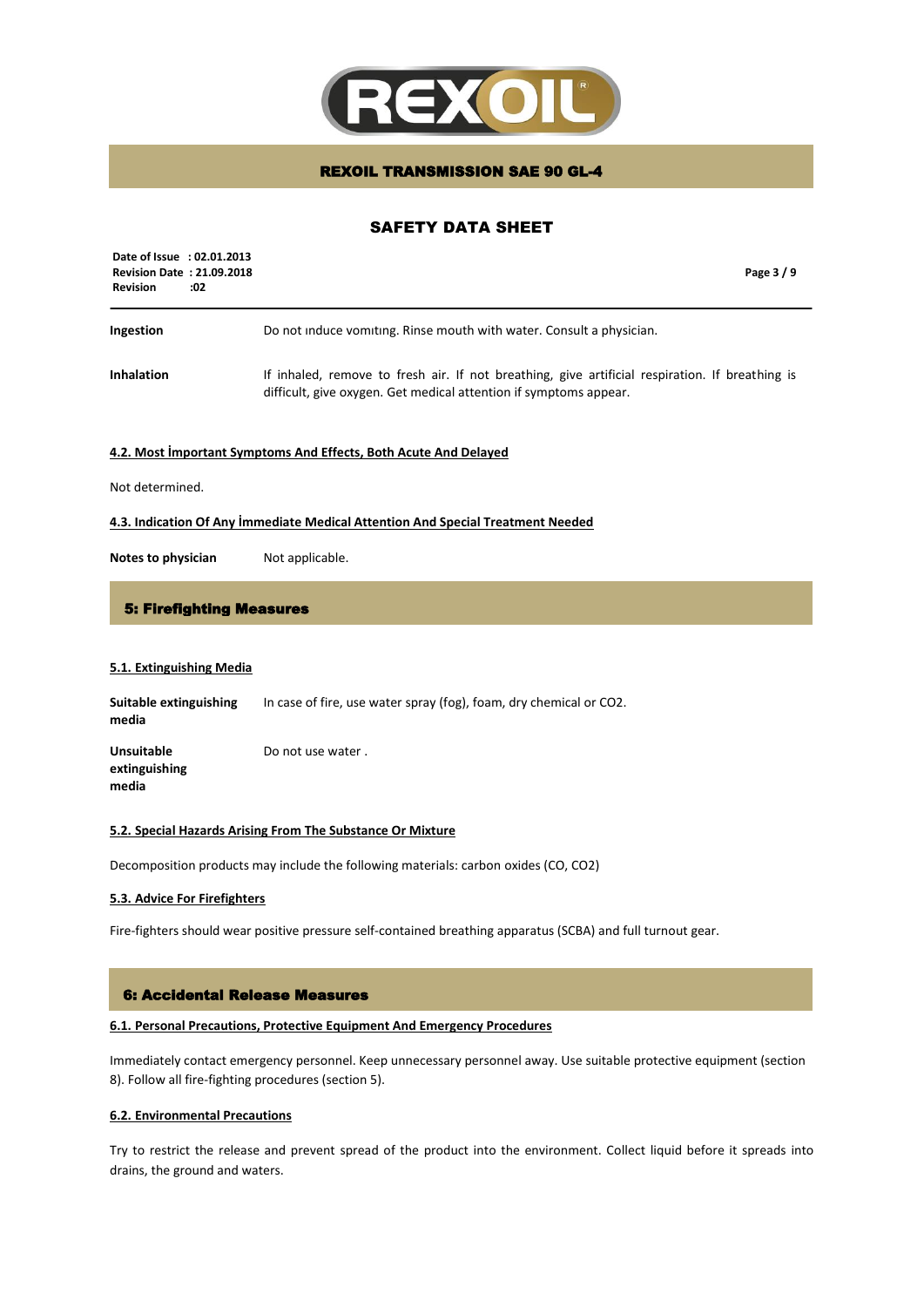**Ingestion** Do not ınduce vomıtıng. Rinse mouth with water. Consult a physician.

**Inhalation** If inhaled, remove to fresh air. If not breathing, give artificial respiration. If breathing is difficult, give oxygen. Get medical attention if symptoms appear.

### 4.2. Most İmportant Symptoms And Effects, Both Acute And Delayed

Not determined.

### 4.3. Indication Of Any İmmediate Medical Attention And Special Treatment Needed

**Notes to physician** Not applicable.

## 5: Firefighting Measures

### 5.1. Extinguishing Media

**Suitable extinguishing media** In case of fire, use water spray (fog), foam, dry chemical or $CO_2$.

**Unsuitable extinguishing media** Do not use water .

### 5.2. Special Hazards Arising From The Substance Or Mixture

Decomposition products may include the following materials: carbon oxides (CO, $CO_2$)

### 5.3. Advice For Firefighters

Fire-fighters should wear positive pressure self-contained breathing apparatus (SCBA) and full turnout gear.

## 6: Accidental Release Measures

### 6.1. Personal Precautions, Protective Equipment And Emergency Procedures

Immediately contact emergency personnel. Keep unnecessary personnel away. Use suitable protective equipment (section 8). Follow all fire-fighting procedures (section 5).

### 6.2. Environmental Precautions

Try to restrict the release and prevent spread of the product into the environment. Collect liquid before it spreads into drains, the ground and waters.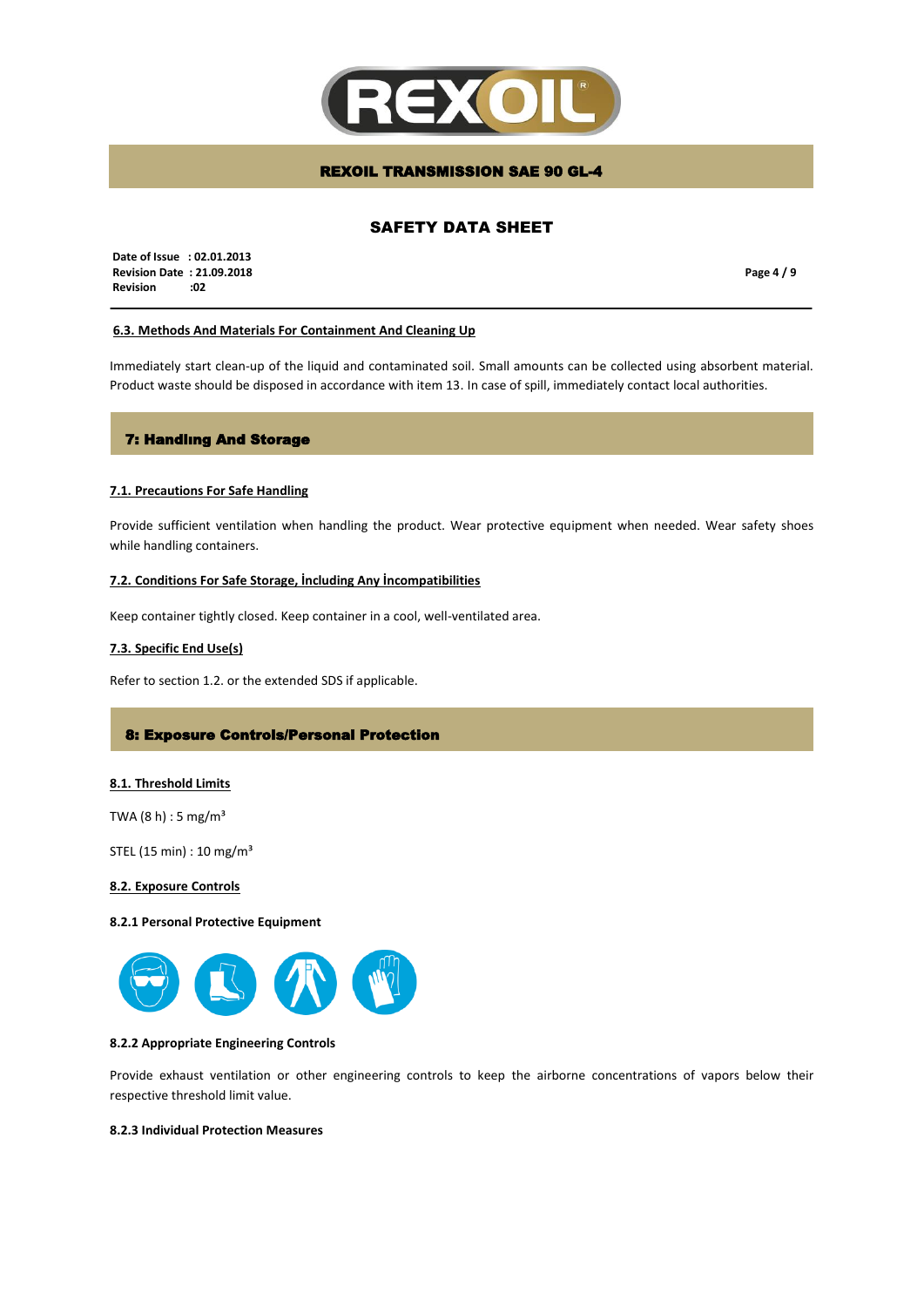#### 6.3. Methods And Materials For Containment And Cleaning Up

Immediately start clean-up of the liquid and contaminated soil. Small amounts can be collected using absorbent material. Product waste should be disposed in accordance with item 13. In case of spill, immediately contact local authorities.

## 7: Handlıng And Storage

#### 7.1. Precautions For Safe Handling

Provide sufficient ventilation when handling the product. Wear protective equipment when needed. Wear safety shoes while handling containers.

#### 7.2. Conditions For Safe Storage, İncluding Any İncompatibilities

Keep container tightly closed. Keep container in a cool, well-ventilated area.

#### 7.3. Specific End Use(s)

Refer to section 1.2. or the extended SDS if applicable.

## 8: Exposure Controls/Personal Protection

#### 8.1. Threshold Limits

TWA (8 h) : 5 mg/m³

STEL (15 min) : 10 mg/m³

#### 8.2. Exposure Controls

**8.2.1 Personal Protective Equipment**

**8.2.2 Appropriate Engineering Controls**

Provide exhaust ventilation or other engineering controls to keep the airborne concentrations of vapors below their respective threshold limit value.

**8.2.3 Individual Protection Measures**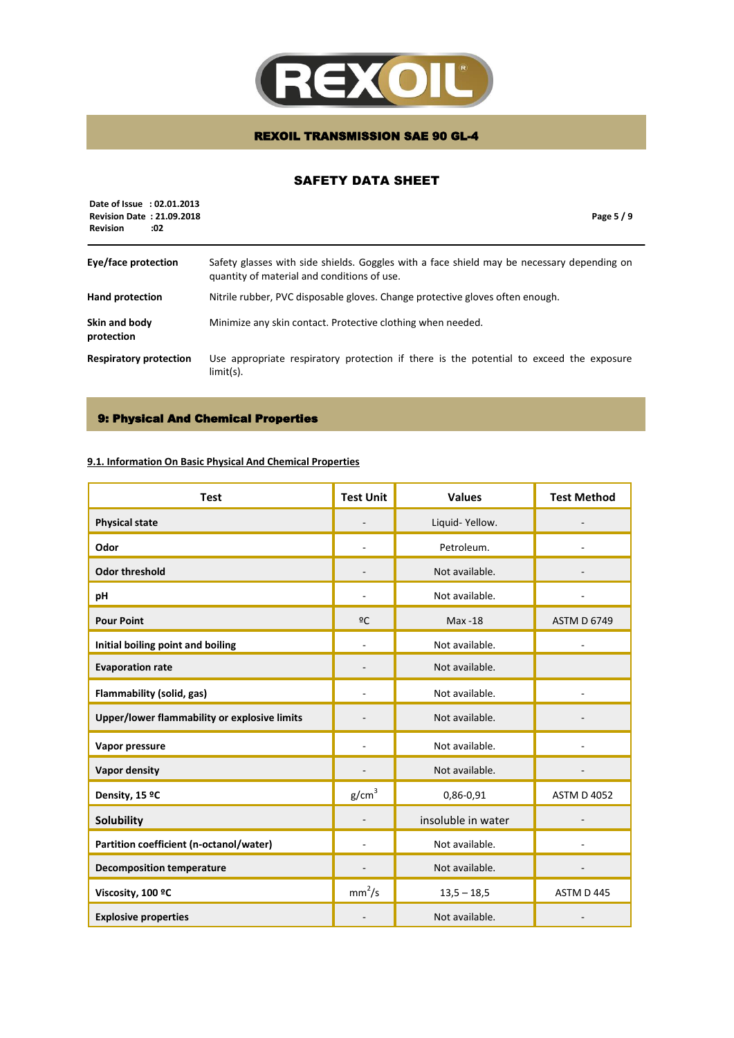| | |
|---|---|
| **Eye/face protection** | Safety glasses with side shields. Goggles with a face shield may be necessary depending on quantity of material and conditions of use. |
| **Hand protection** | Nitrile rubber, PVC disposable gloves. Change protective gloves often enough. |
| **Skin and body protection** | Minimize any skin contact. Protective clothing when needed. |
| **Respiratory protection** | Use appropriate respiratory protection if there is the potential to exceed the exposure limit(s). |

## 9: Physical And Chemical Properties

### 9.1. Information On Basic Physical And Chemical Properties

| Test | Test Unit | Values | Test Method |
|---|---|---|---|
| **Physical state** | - | Liquid- Yellow. | - |
| **Odor** | - | Petroleum. | - |
| **Odor threshold** | - | Not available. | - |
| **pH** | - | Not available. | - |
| **Pour Point** | ºC | Max -18 | ASTM D 6749 |
| **Initial boiling point and boiling** | - | Not available. | - |
| **Evaporation rate** | - | Not available. | |
| **Flammability (solid, gas)** | - | Not available. | - |
| **Upper/lower flammability or explosive limits** | - | Not available. | - |
| **Vapor pressure** | - | Not available. | - |
| **Vapor density** | - | Not available. | - |
| **Density, 15 ºC** | $g/cm^3$ | 0,86-0,91 | ASTM D 4052 |
| **Solubility** | - | insoluble in water | - |
| **Partition coefficient (n-octanol/water)** | - | Not available. | - |
| **Decomposition temperature** | - | Not available. | - |
| **Viscosity, 100 ºC** | $mm^2/s$ | 13,5 – 18,5 | ASTM D 445 |
| **Explosive properties** | - | Not available. | - |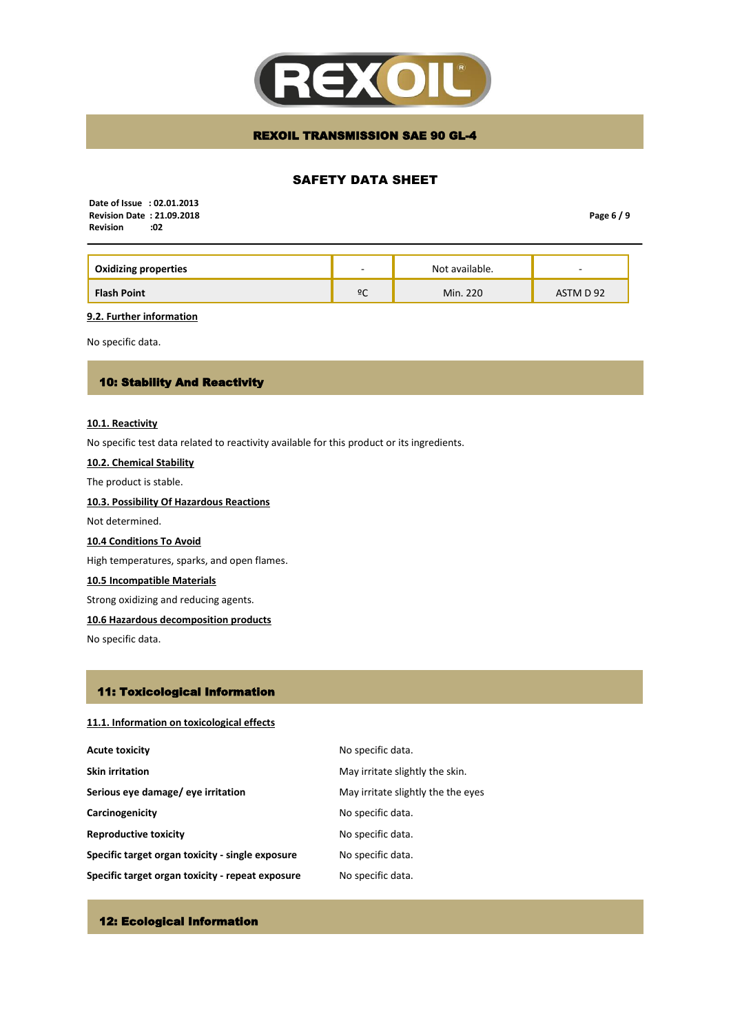| Oxidizing properties | - | Not available. | - |
|---|---|---|---|
| Flash Point | ºC | Min. 220 | ASTM D 92 |

**9.2. Further information**

No specific data.

## 10: Stability And Reactivity

**10.1. Reactivity**

No specific test data related to reactivity available for this product or its ingredients.

**10.2. Chemical Stability**

The product is stable.

**10.3. Possibility Of Hazardous Reactions**

Not determined.

**10.4 Conditions To Avoid**

High temperatures, sparks, and open flames.

**10.5 Incompatible Materials**

Strong oxidizing and reducing agents.

**10.6 Hazardous decomposition products**

No specific data.

## 11: Toxicological Information

**11.1. Information on toxicological effects**

| | |
|---|---|
| **Acute toxicity** | No specific data. |
| **Skin irritation** | May irritate slightly the skin. |
| **Serious eye damage/ eye irritation** | May irritate slightly the the eyes |
| **Carcinogenicity** | No specific data. |
| **Reproductive toxicity** | No specific data. |
| **Specific target organ toxicity - single exposure** | No specific data. |
| **Specific target organ toxicity - repeat exposure** | No specific data. |

## 12: Ecological Information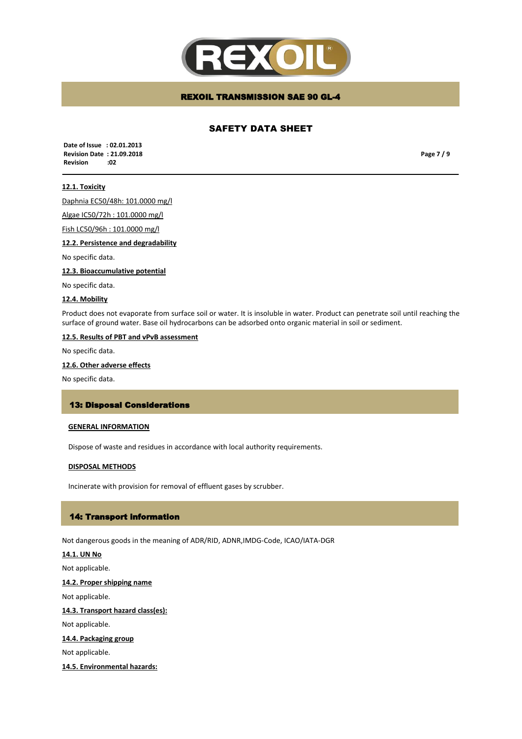### 12.1. Toxicity

Daphnia EC50/48h: 101.0000 mg/l

Algae IC50/72h : 101.0000 mg/l

Fish LC50/96h : 101.0000 mg/l

### 12.2. Persistence and degradability

No specific data.

### 12.3. Bioaccumulative potential

No specific data.

### 12.4. Mobility

Product does not evaporate from surface soil or water. It is insoluble in water. Product can penetrate soil until reaching the surface of ground water. Base oil hydrocarbons can be adsorbed onto organic material in soil or sediment.

### 12.5. Results of PBT and vPvB assessment

No specific data.

### 12.6. Other adverse effects

No specific data.

## 13: Disposal Considerations

### GENERAL INFORMATION

Dispose of waste and residues in accordance with local authority requirements.

### DISPOSAL METHODS

Incinerate with provision for removal of effluent gases by scrubber.

## 14: Transport information

Not dangerous goods in the meaning of ADR/RID, ADNR,IMDG-Code, ICAO/IATA-DGR

### 14.1. UN No

Not applicable.

### 14.2. Proper shipping name

Not applicable.

### 14.3. Transport hazard class(es):

Not applicable.

### 14.4. Packaging group

Not applicable.

### 14.5. Environmental hazards: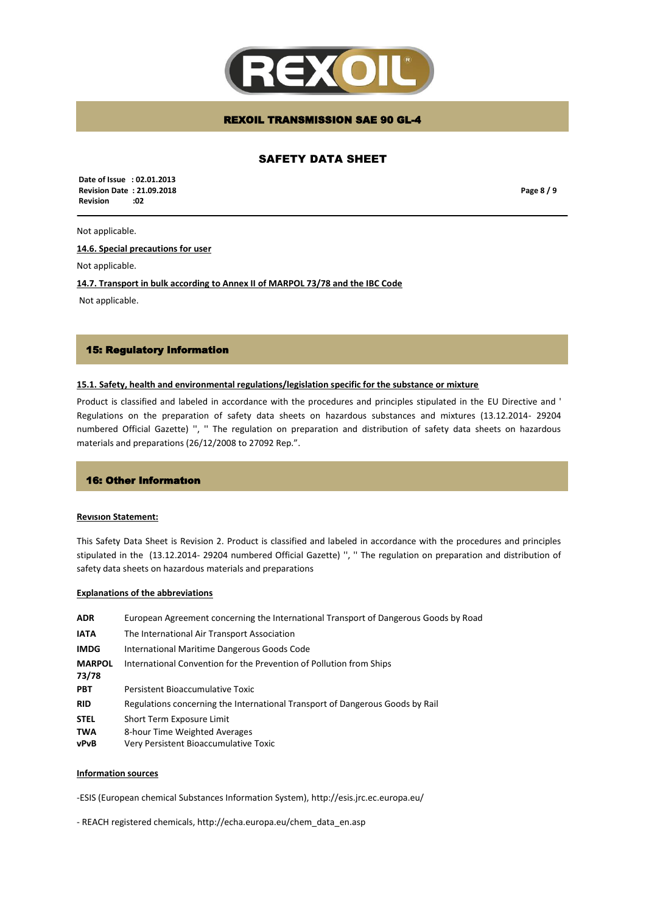Not applicable.

**14.6. Special precautions for user**

Not applicable.

**14.7. Transport in bulk according to Annex II of MARPOL 73/78 and the IBC Code**

Not applicable.

## 15: Regulatory Information

**15.1. Safety, health and environmental regulations/legislation specific for the substance or mixture**

Product is classified and labeled in accordance with the procedures and principles stipulated in the EU Directive and ' Regulations on the preparation of safety data sheets on hazardous substances and mixtures (13.12.2014- 29204 numbered Official Gazette) '', '' The regulation on preparation and distribution of safety data sheets on hazardous materials and preparations (26/12/2008 to 27092 Rep.".

## 16: Other Informatıon

**Revısıon Statement:**

This Safety Data Sheet is Revision 2. Product is classified and labeled in accordance with the procedures and principles stipulated in the (13.12.2014- 29204 numbered Official Gazette) '', '' The regulation on preparation and distribution of safety data sheets on hazardous materials and preparations

**Explanations of the abbreviations**

| | |
|---|---|
| **ADR** | European Agreement concerning the International Transport of Dangerous Goods by Road |
| **IATA** | The International Air Transport Association |
| **IMDG** | International Maritime Dangerous Goods Code |
| **MARPOL 73/78** | International Convention for the Prevention of Pollution from Ships |
| **PBT** | Persistent Bioaccumulative Toxic |
| **RID** | Regulations concerning the International Transport of Dangerous Goods by Rail |
| **STEL** | Short Term Exposure Limit |
| **TWA** | 8-hour Time Weighted Averages |
| **vPvB** | Very Persistent Bioaccumulative Toxic |

**Information sources**

-ESIS (European chemical Substances Information System), http://esis.jrc.ec.europa.eu/

- REACH registered chemicals, http://echa.europa.eu/chem_data_en.asp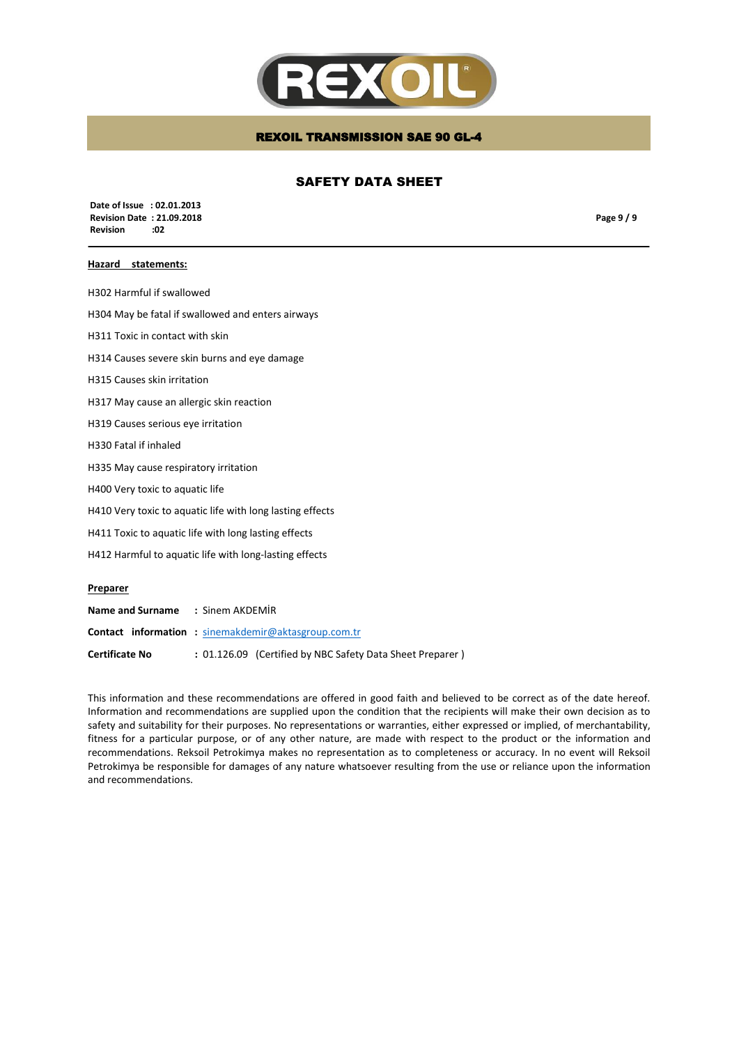**Hazard statements:**

H302 Harmful if swallowed

H304 May be fatal if swallowed and enters airways

H311 Toxic in contact with skin

H314 Causes severe skin burns and eye damage

H315 Causes skin irritation

H317 May cause an allergic skin reaction

H319 Causes serious eye irritation

H330 Fatal if inhaled

H335 May cause respiratory irritation

H400 Very toxic to aquatic life

H410 Very toxic to aquatic life with long lasting effects

H411 Toxic to aquatic life with long lasting effects

H412 Harmful to aquatic life with long-lasting effects

**Preparer**

**Name and Surname** : Sinem AKDEMİR

**Contact information** : sinemakdemir@aktasgroup.com.tr

**Certificate No** : 01.126.09 (Certified by NBC Safety Data Sheet Preparer )

This information and these recommendations are offered in good faith and believed to be correct as of the date hereof. Information and recommendations are supplied upon the condition that the recipients will make their own decision as to safety and suitability for their purposes. No representations or warranties, either expressed or implied, of merchantability, fitness for a particular purpose, or of any other nature, are made with respect to the product or the information and recommendations. Reksoil Petrokimya makes no representation as to completeness or accuracy. In no event will Reksoil Petrokimya be responsible for damages of any nature whatsoever resulting from the use or reliance upon the information and recommendations.